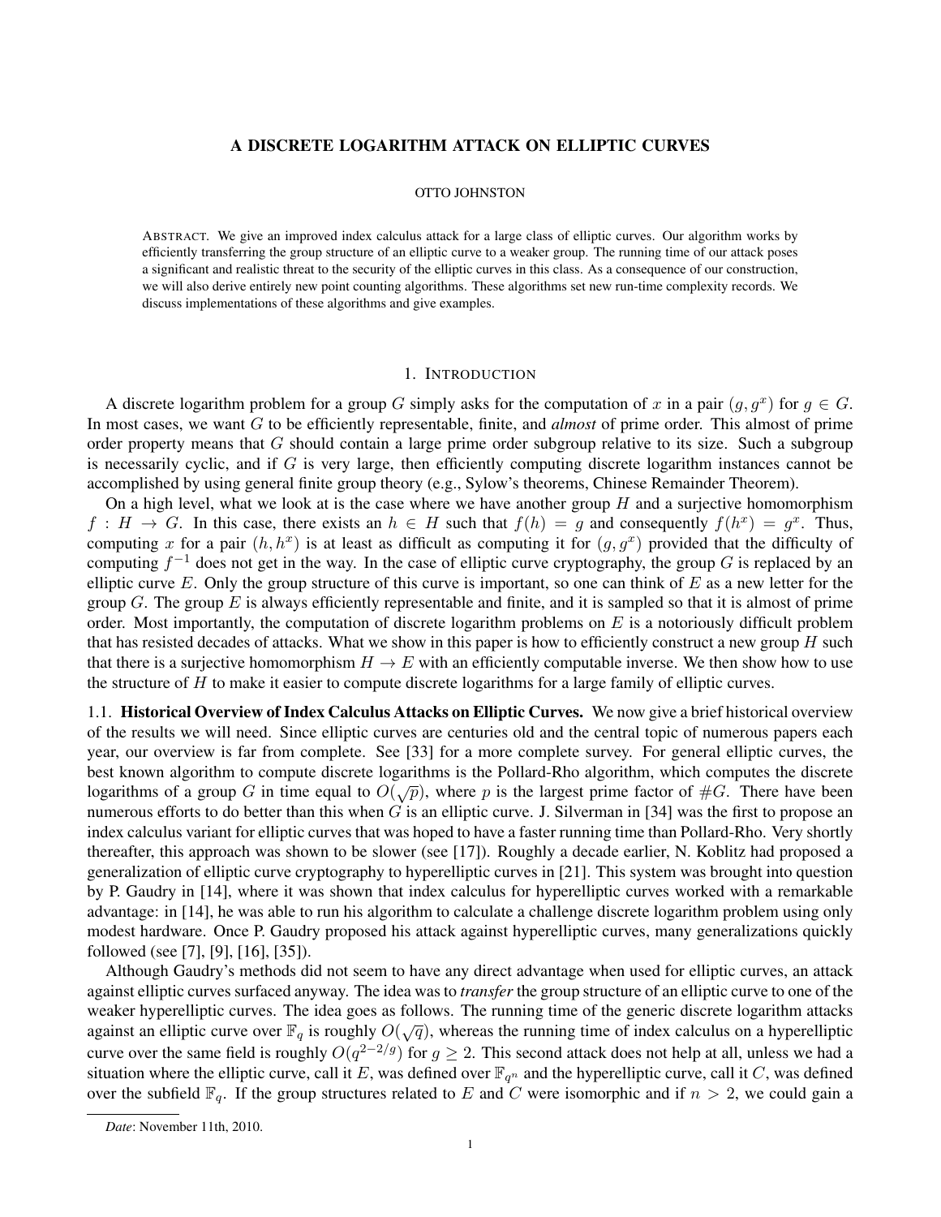# A DISCRETE LOGARITHM ATTACK ON ELLIPTIC CURVES

OTTO JOHNSTON

ABSTRACT. We give an improved index calculus attack for a large class of elliptic curves. Our algorithm works by efficiently transferring the group structure of an elliptic curve to a weaker group. The running time of our attack poses a significant and realistic threat to the security of the elliptic curves in this class. As a consequence of our construction, we will also derive entirely new point counting algorithms. These algorithms set new run-time complexity records. We discuss implementations of these algorithms and give examples.

## 1. INTRODUCTION

A discrete logarithm problem for a group $G$ simply asks for the computation of $x$ in a pair $(g, g^x)$ for $g \in G$. In most cases, we want $G$ to be efficiently representable, finite, and *almost* of prime order. This almost of prime order property means that $G$ should contain a large prime order subgroup relative to its size. Such a subgroup is necessarily cyclic, and if $G$ is very large, then efficiently computing discrete logarithm instances cannot be accomplished by using general finite group theory (e.g., Sylow's theorems, Chinese Remainder Theorem).

On a high level, what we look at is the case where we have another group $H$ and a surjective homomorphism $f : H \to G$. In this case, there exists an $h \in H$ such that $f(h) = g$ and consequently $f(h^x) = g^x$. Thus, computing $x$ for a pair $(h, h^x)$ is at least as difficult as computing it for $(g, g^x)$ provided that the difficulty of computing $f^{-1}$ does not get in the way. In the case of elliptic curve cryptography, the group $G$ is replaced by an elliptic curve $E$. Only the group structure of this curve is important, so one can think of $E$ as a new letter for the group $G$. The group $E$ is always efficiently representable and finite, and it is sampled so that it is almost of prime order. Most importantly, the computation of discrete logarithm problems on $E$ is a notoriously difficult problem that has resisted decades of attacks. What we show in this paper is how to efficiently construct a new group $H$ such that there is a surjective homomorphism $H \to E$ with an efficiently computable inverse. We then show how to use the structure of $H$ to make it easier to compute discrete logarithms for a large family of elliptic curves.

### 1.1. Historical Overview of Index Calculus Attacks on Elliptic Curves.

We now give a brief historical overview of the results we will need. Since elliptic curves are centuries old and the central topic of numerous papers each year, our overview is far from complete. See [33] for a more complete survey. For general elliptic curves, the best known algorithm to compute discrete logarithms is the Pollard-Rho algorithm, which computes the discrete logarithms of a group $G$ in time equal to $O(\sqrt{p})$, where $p$ is the largest prime factor of $\#G$. There have been numerous efforts to do better than this when $G$ is an elliptic curve. J. Silverman in [34] was the first to propose an index calculus variant for elliptic curves that was hoped to have a faster running time than Pollard-Rho. Very shortly thereafter, this approach was shown to be slower (see [17]). Roughly a decade earlier, N. Koblitz had proposed a generalization of elliptic curve cryptography to hyperelliptic curves in [21]. This system was brought into question by P. Gaudry in [14], where it was shown that index calculus for hyperelliptic curves worked with a remarkable advantage: in [14], he was able to run his algorithm to calculate a challenge discrete logarithm problem using only modest hardware. Once P. Gaudry proposed his attack against hyperelliptic curves, many generalizations quickly followed (see [7], [9], [16], [35]).

Although Gaudry's methods did not seem to have any direct advantage when used for elliptic curves, an attack against elliptic curves surfaced anyway. The idea was to *transfer* the group structure of an elliptic curve to one of the weaker hyperelliptic curves. The idea goes as follows. The running time of the generic discrete logarithm attacks against an elliptic curve over $\mathbb{F}_q$ is roughly $O(\sqrt{q})$, whereas the running time of index calculus on a hyperelliptic curve over the same field is roughly $O(q^{2-2/g})$ for $g \geq 2$. This second attack does not help at all, unless we had a situation where the elliptic curve, call it $E$, was defined over $\mathbb{F}_{q^n}$ and the hyperelliptic curve, call it $C$, was defined over the subfield $\mathbb{F}_q$. If the group structures related to $E$ and $C$ were isomorphic and if $n > 2$, we could gain a

*Date*: November 11th, 2010.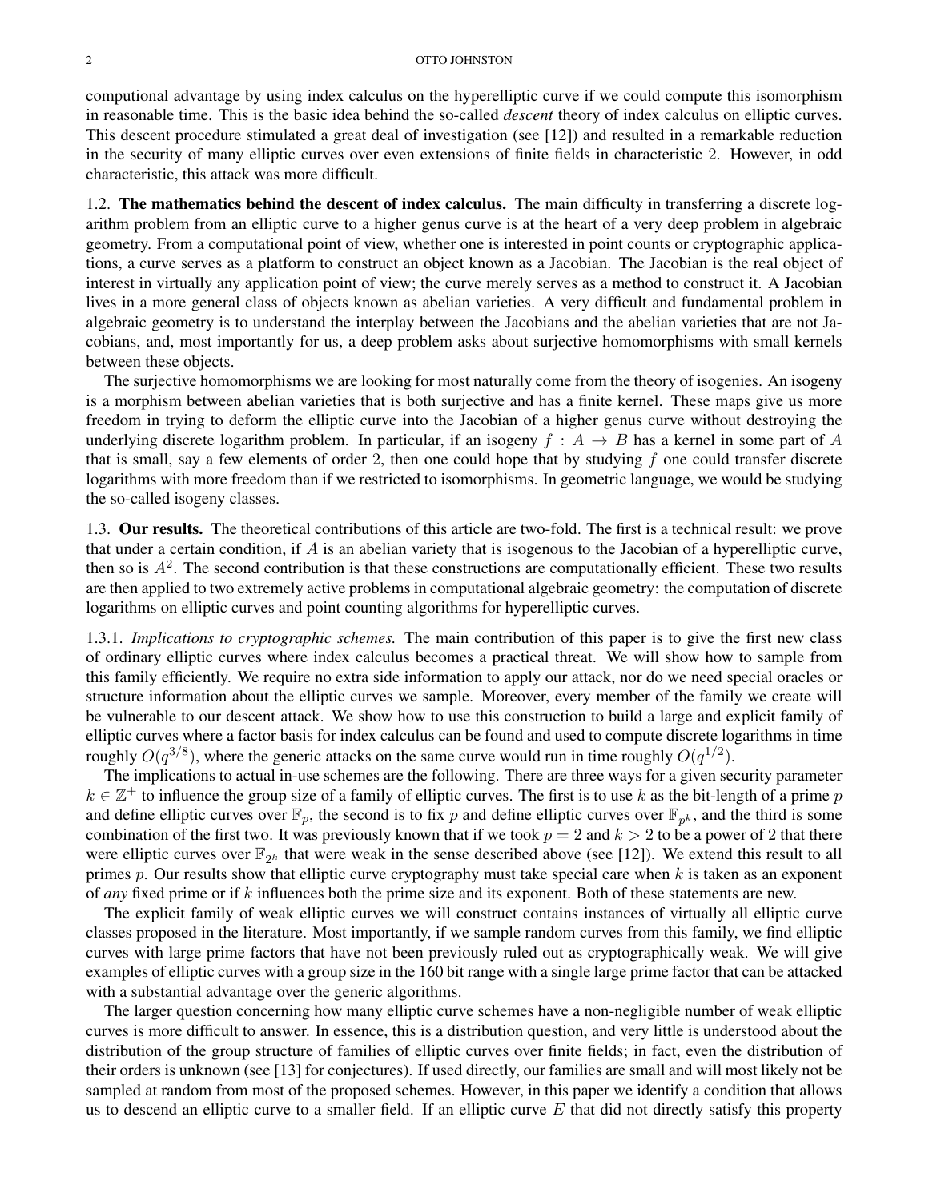computional advantage by using index calculus on the hyperelliptic curve if we could compute this isomorphism in reasonable time. This is the basic idea behind the so-called *descent* theory of index calculus on elliptic curves. This descent procedure stimulated a great deal of investigation (see [12]) and resulted in a remarkable reduction in the security of many elliptic curves over even extensions of finite fields in characteristic 2. However, in odd characteristic, this attack was more difficult.

### 1.2. The mathematics behind the descent of index calculus.

The main difficulty in transferring a discrete logarithm problem from an elliptic curve to a higher genus curve is at the heart of a very deep problem in algebraic geometry. From a computational point of view, whether one is interested in point counts or cryptographic applications, a curve serves as a platform to construct an object known as a Jacobian. The Jacobian is the real object of interest in virtually any application point of view; the curve merely serves as a method to construct it. A Jacobian lives in a more general class of objects known as abelian varieties. A very difficult and fundamental problem in algebraic geometry is to understand the interplay between the Jacobians and the abelian varieties that are not Jacobians, and, most importantly for us, a deep problem asks about surjective homomorphisms with small kernels between these objects.

The surjective homomorphisms we are looking for most naturally come from the theory of isogenies. An isogeny is a morphism between abelian varieties that is both surjective and has a finite kernel. These maps give us more freedom in trying to deform the elliptic curve into the Jacobian of a higher genus curve without destroying the underlying discrete logarithm problem. In particular, if an isogeny $f : A \to B$ has a kernel in some part of $A$ that is small, say a few elements of order 2, then one could hope that by studying $f$ one could transfer discrete logarithms with more freedom than if we restricted to isomorphisms. In geometric language, we would be studying the so-called isogeny classes.

### 1.3. Our results.

The theoretical contributions of this article are two-fold. The first is a technical result: we prove that under a certain condition, if $A$ is an abelian variety that is isogenous to the Jacobian of a hyperelliptic curve, then so is $A^2$. The second contribution is that these constructions are computationally efficient. These two results are then applied to two extremely active problems in computational algebraic geometry: the computation of discrete logarithms on elliptic curves and point counting algorithms for hyperelliptic curves.

#### 1.3.1. *Implications to cryptographic schemes.*

The main contribution of this paper is to give the first new class of ordinary elliptic curves where index calculus becomes a practical threat. We will show how to sample from this family efficiently. We require no extra side information to apply our attack, nor do we need special oracles or structure information about the elliptic curves we sample. Moreover, every member of the family we create will be vulnerable to our descent attack. We show how to use this construction to build a large and explicit family of elliptic curves where a factor basis for index calculus can be found and used to compute discrete logarithms in time roughly $O(q^{3/8})$, where the generic attacks on the same curve would run in time roughly $O(q^{1/2})$.

The implications to actual in-use schemes are the following. There are three ways for a given security parameter $k \in \mathbb{Z}^+$ to influence the group size of a family of elliptic curves. The first is to use $k$ as the bit-length of a prime $p$ and define elliptic curves over $\mathbb{F}_p$, the second is to fix $p$ and define elliptic curves over $\mathbb{F}_{p^k}$, and the third is some combination of the first two. It was previously known that if we took $p = 2$ and $k > 2$ to be a power of 2 that there were elliptic curves over $\mathbb{F}_{2^k}$ that were weak in the sense described above (see [12]). We extend this result to all primes $p$. Our results show that elliptic curve cryptography must take special care when $k$ is taken as an exponent of *any* fixed prime or if $k$ influences both the prime size and its exponent. Both of these statements are new.

The explicit family of weak elliptic curves we will construct contains instances of virtually all elliptic curve classes proposed in the literature. Most importantly, if we sample random curves from this family, we find elliptic curves with large prime factors that have not been previously ruled out as cryptographically weak. We will give examples of elliptic curves with a group size in the 160 bit range with a single large prime factor that can be attacked with a substantial advantage over the generic algorithms.

The larger question concerning how many elliptic curve schemes have a non-negligible number of weak elliptic curves is more difficult to answer. In essence, this is a distribution question, and very little is understood about the distribution of the group structure of families of elliptic curves over finite fields; in fact, even the distribution of their orders is unknown (see [13] for conjectures). If used directly, our families are small and will most likely not be sampled at random from most of the proposed schemes. However, in this paper we identify a condition that allows us to descend an elliptic curve to a smaller field. If an elliptic curve $E$ that did not directly satisfy this property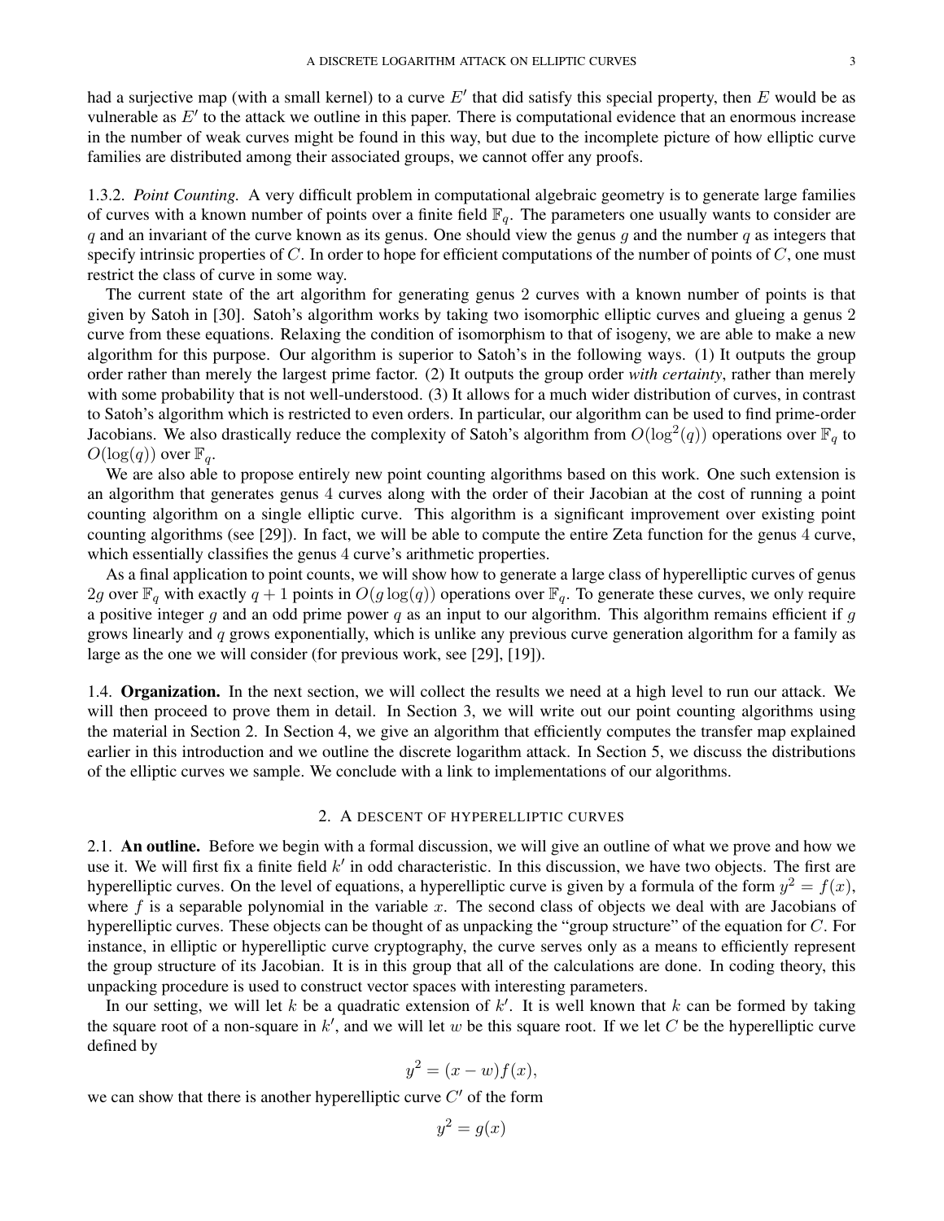had a surjective map (with a small kernel) to a curve $E'$ that did satisfy this special property, then $E$ would be as vulnerable as $E'$ to the attack we outline in this paper. There is computational evidence that an enormous increase in the number of weak curves might be found in this way, but due to the incomplete picture of how elliptic curve families are distributed among their associated groups, we cannot offer any proofs.

#### 1.3.2. *Point Counting.*

A very difficult problem in computational algebraic geometry is to generate large families of curves with a known number of points over a finite field $\mathbb{F}_q$. The parameters one usually wants to consider are $q$ and an invariant of the curve known as its genus. One should view the genus $g$ and the number $q$ as integers that specify intrinsic properties of $C$. In order to hope for efficient computations of the number of points of $C$, one must restrict the class of curve in some way.

The current state of the art algorithm for generating genus 2 curves with a known number of points is that given by Satoh in [30]. Satoh's algorithm works by taking two isomorphic elliptic curves and glueing a genus 2 curve from these equations. Relaxing the condition of isomorphism to that of isogeny, we are able to make a new algorithm for this purpose. Our algorithm is superior to Satoh's in the following ways. (1) It outputs the group order rather than merely the largest prime factor. (2) It outputs the group order *with certainty*, rather than merely with some probability that is not well-understood. (3) It allows for a much wider distribution of curves, in contrast to Satoh's algorithm which is restricted to even orders. In particular, our algorithm can be used to find prime-order Jacobians. We also drastically reduce the complexity of Satoh's algorithm from $O(\log^2(q))$ operations over $\mathbb{F}_q$ to $O(\log(q))$ over $\mathbb{F}_q$.

We are also able to propose entirely new point counting algorithms based on this work. One such extension is an algorithm that generates genus 4 curves along with the order of their Jacobian at the cost of running a point counting algorithm on a single elliptic curve. This algorithm is a significant improvement over existing point counting algorithms (see [29]). In fact, we will be able to compute the entire Zeta function for the genus 4 curve, which essentially classifies the genus 4 curve's arithmetic properties.

As a final application to point counts, we will show how to generate a large class of hyperelliptic curves of genus $2g$ over $\mathbb{F}_q$ with exactly $q+1$ points in $O(g\log(q))$ operations over $\mathbb{F}_q$. To generate these curves, we only require a positive integer $g$ and an odd prime power $q$ as an input to our algorithm. This algorithm remains efficient if $g$ grows linearly and $q$ grows exponentially, which is unlike any previous curve generation algorithm for a family as large as the one we will consider (for previous work, see [29], [19]).

### 1.4. Organization.

In the next section, we will collect the results we need at a high level to run our attack. We will then proceed to prove them in detail. In Section 3, we will write out our point counting algorithms using the material in Section 2. In Section 4, we give an algorithm that efficiently computes the transfer map explained earlier in this introduction and we outline the discrete logarithm attack. In Section 5, we discuss the distributions of the elliptic curves we sample. We conclude with a link to implementations of our algorithms.

## 2. A descent of hyperelliptic curves

### 2.1. An outline.

Before we begin with a formal discussion, we will give an outline of what we prove and how we use it. We will first fix a finite field $k'$ in odd characteristic. In this discussion, we have two objects. The first are hyperelliptic curves. On the level of equations, a hyperelliptic curve is given by a formula of the form $y^2 = f(x)$, where $f$ is a separable polynomial in the variable $x$. The second class of objects we deal with are Jacobians of hyperelliptic curves. These objects can be thought of as unpacking the "group structure" of the equation for $C$. For instance, in elliptic or hyperelliptic curve cryptography, the curve serves only as a means to efficiently represent the group structure of its Jacobian. It is in this group that all of the calculations are done. In coding theory, this unpacking procedure is used to construct vector spaces with interesting parameters.

In our setting, we will let $k$ be a quadratic extension of $k'$. It is well known that $k$ can be formed by taking the square root of a non-square in $k'$, and we will let $w$ be this square root. If we let $C$ be the hyperelliptic curve defined by

$$y^2 = (x-w)f(x),$$

we can show that there is another hyperelliptic curve $C'$ of the form

$$y^2 = g(x)$$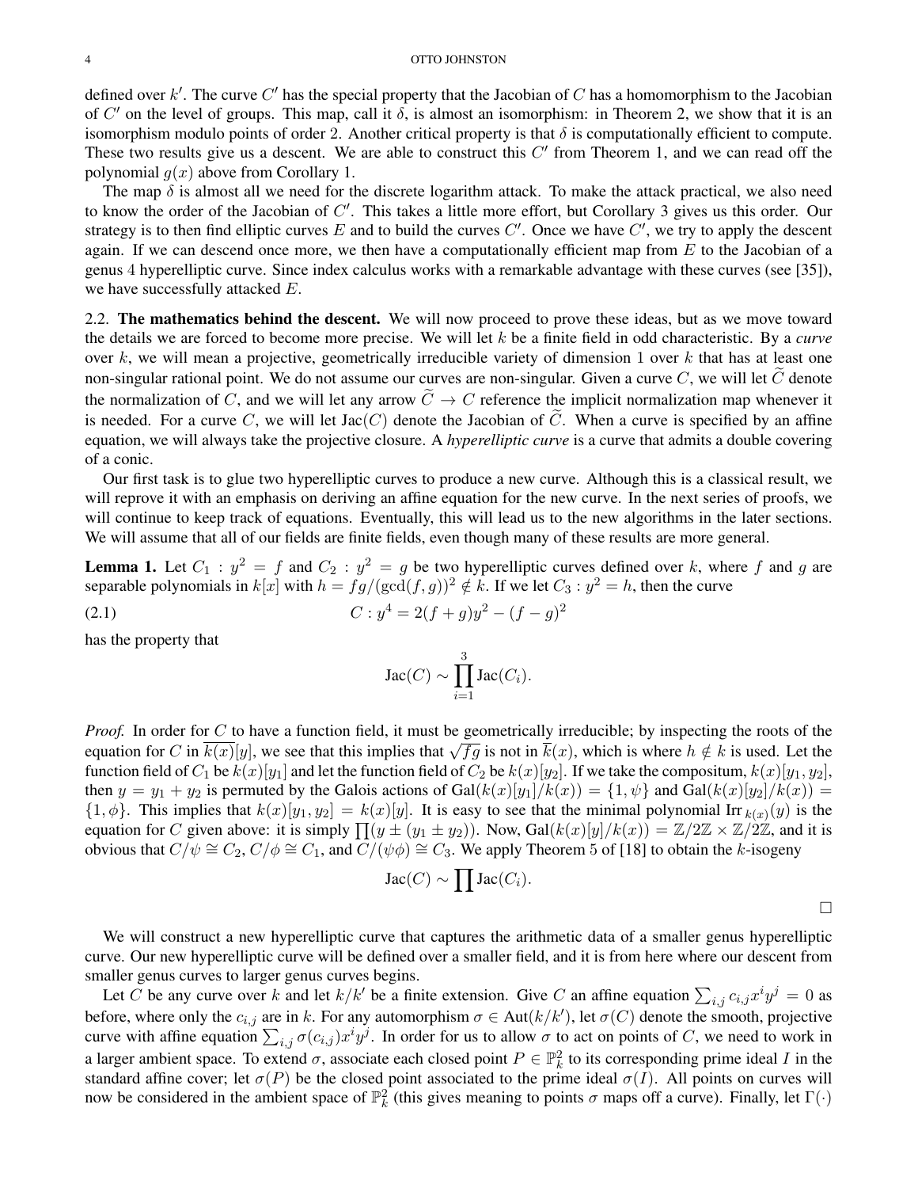defined over $k'$. The curve $C'$ has the special property that the Jacobian of $C$ has a homomorphism to the Jacobian of $C'$ on the level of groups. This map, call it $\delta$, is almost an isomorphism: in Theorem 2, we show that it is an isomorphism modulo points of order 2. Another critical property is that $\delta$ is computationally efficient to compute. These two results give us a descent. We are able to construct this $C'$ from Theorem 1, and we can read off the polynomial $g(x)$ above from Corollary 1.

The map $\delta$ is almost all we need for the discrete logarithm attack. To make the attack practical, we also need to know the order of the Jacobian of $C'$. This takes a little more effort, but Corollary 3 gives us this order. Our strategy is to then find elliptic curves $E$ and to build the curves $C'$. Once we have $C'$, we try to apply the descent again. If we can descend once more, we then have a computationally efficient map from $E$ to the Jacobian of a genus 4 hyperelliptic curve. Since index calculus works with a remarkable advantage with these curves (see [35]), we have successfully attacked $E$.

## 2.2. The mathematics behind the descent.

We will now proceed to prove these ideas, but as we move toward the details we are forced to become more precise. We will let $k$ be a finite field in odd characteristic. By a *curve* over $k$, we will mean a projective, geometrically irreducible variety of dimension 1 over $k$ that has at least one non-singular rational point. We do not assume our curves are non-singular. Given a curve $C$, we will let $\widetilde{C}$ denote the normalization of $C$, and we will let any arrow $\widetilde{C} \to C$ reference the implicit normalization map whenever it is needed. For a curve $C$, we will let $\text{Jac}(C)$ denote the Jacobian of $\widetilde{C}$. When a curve is specified by an affine equation, we will always take the projective closure. A *hyperelliptic curve* is a curve that admits a double covering of a conic.

Our first task is to glue two hyperelliptic curves to produce a new curve. Although this is a classical result, we will reprove it with an emphasis on deriving an affine equation for the new curve. In the next series of proofs, we will continue to keep track of equations. Eventually, this will lead us to the new algorithms in the later sections. We will assume that all of our fields are finite fields, even though many of these results are more general.

**Lemma 1.** *Let $C_1 : y^2 = f$ and $C_2 : y^2 = g$ be two hyperelliptic curves defined over $k$, where $f$ and $g$ are separable polynomials in $k[x]$ with $h = fg/(\gcd(f,g))^2 \notin k$. If we let $C_3 : y^2 = h$, then the curve*

$$C : y^4 = 2(f+g)y^2 - (f-g)^2 \tag{2.1}$$

*has the property that*

$$\text{Jac}(C) \sim \prod_{i=1}^{3} \text{Jac}(C_i).$$

*Proof.* In order for $C$ to have a function field, it must be geometrically irreducible; by inspecting the roots of the equation for $C$ in $\overline{k(x)}[y]$, we see that this implies that $\sqrt{fg}$ is not in $\overline{k}(x)$, which is where $h \notin k$ is used. Let the function field of $C_1$ be $k(x)[y_1]$ and let the function field of $C_2$ be $k(x)[y_2]$. If we take the compositum, $k(x)[y_1, y_2]$, then $y = y_1 + y_2$ is permuted by the Galois actions of $\text{Gal}(k(x)[y_1]/k(x)) = \{1, \psi\}$ and $\text{Gal}(k(x)[y_2]/k(x)) = \{1, \phi\}$. This implies that $k(x)[y_1, y_2] = k(x)[y]$. It is easy to see that the minimal polynomial $\text{Irr}_{k(x)}(y)$ is the equation for $C$ given above: it is simply $\prod(y \pm (y_1 \pm y_2))$. Now, $\text{Gal}(k(x)[y]/k(x)) = \mathbb{Z}/2\mathbb{Z} \times \mathbb{Z}/2\mathbb{Z}$, and it is obvious that $C/\psi \cong C_2$, $C/\phi \cong C_1$, and $C/(\psi\phi) \cong C_3$. We apply Theorem 5 of [18] to obtain the $k$-isogeny

$$\text{Jac}(C) \sim \prod \text{Jac}(C_i).$$

$\square$

We will construct a new hyperelliptic curve that captures the arithmetic data of a smaller genus hyperelliptic curve. Our new hyperelliptic curve will be defined over a smaller field, and it is from here where our descent from smaller genus curves to larger genus curves begins.

Let $C$ be any curve over $k$ and let $k/k'$ be a finite extension. Give $C$ an affine equation $\sum_{i,j} c_{i,j} x^i y^j = 0$ as before, where only the $c_{i,j}$ are in $k$. For any automorphism $\sigma \in \text{Aut}(k/k')$, let $\sigma(C)$ denote the smooth, projective curve with affine equation $\sum_{i,j} \sigma(c_{i,j}) x^i y^j$. In order for us to allow $\sigma$ to act on points of $C$, we need to work in a larger ambient space. To extend $\sigma$, associate each closed point $P \in \mathbb{P}^2_k$ to its corresponding prime ideal $I$ in the standard affine cover; let $\sigma(P)$ be the closed point associated to the prime ideal $\sigma(I)$. All points on curves will now be considered in the ambient space of $\mathbb{P}^2_k$ (this gives meaning to points $\sigma$ maps off a curve). Finally, let $\Gamma(\cdot)$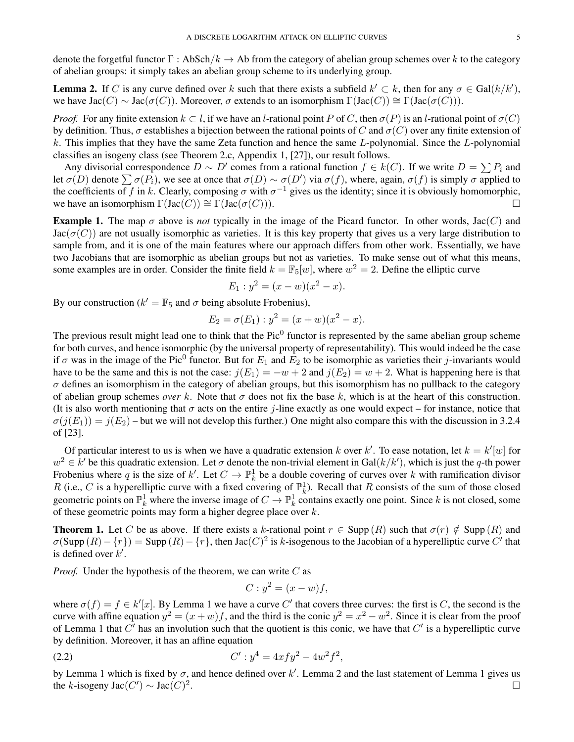denote the forgetful functor $\Gamma : \mathrm{AbSch}/k \to \mathrm{Ab}$ from the category of abelian group schemes over $k$ to the category of abelian groups: it simply takes an abelian group scheme to its underlying group.

**Lemma 2.** If $C$ is any curve defined over $k$ such that there exists a subfield $k' \subset k$, then for any $\sigma \in \mathrm{Gal}(k/k')$, we have $\mathrm{Jac}(C) \sim \mathrm{Jac}(\sigma(C))$. Moreover, $\sigma$ extends to an isomorphism $\Gamma(\mathrm{Jac}(C)) \cong \Gamma(\mathrm{Jac}(\sigma(C)))$.

*Proof.* For any finite extension $k \subset l$, if we have an $l$-rational point $P$ of $C$, then $\sigma(P)$ is an $l$-rational point of $\sigma(C)$ by definition. Thus, $\sigma$ establishes a bijection between the rational points of $C$ and $\sigma(C)$ over any finite extension of $k$. This implies that they have the same Zeta function and hence the same $L$-polynomial. Since the $L$-polynomial classifies an isogeny class (see Theorem 2.c, Appendix 1, [27]), our result follows.

Any divisorial correspondence $D \sim D'$ comes from a rational function $f \in k(C)$. If we write $D = \sum P_i$ and let $\sigma(D)$ denote $\sum \sigma(P_i)$, we see at once that $\sigma(D) \sim \sigma(D')$ via $\sigma(f)$, where, again, $\sigma(f)$ is simply $\sigma$ applied to the coefficients of $f$ in $k$. Clearly, composing $\sigma$ with $\sigma^{-1}$ gives us the identity; since it is obviously homomorphic, we have an isomorphism $\Gamma(\mathrm{Jac}(C)) \cong \Gamma(\mathrm{Jac}(\sigma(C)))$. □

**Example 1.** The map $\sigma$ above is *not* typically in the image of the Picard functor. In other words, $\mathrm{Jac}(C)$ and $\mathrm{Jac}(\sigma(C))$ are not usually isomorphic as varieties. It is this key property that gives us a very large distribution to sample from, and it is one of the main features where our approach differs from other work. Essentially, we have two Jacobians that are isomorphic as abelian groups but not as varieties. To make sense out of what this means, some examples are in order. Consider the finite field $k = \mathbb{F}_5[w]$, where $w^2 = 2$. Define the elliptic curve

$$E_1 : y^2 = (x - w)(x^2 - x).$$

By our construction ($k' = \mathbb{F}_5$ and $\sigma$ being absolute Frobenius),

$$E_2 = \sigma(E_1) : y^2 = (x + w)(x^2 - x).$$

The previous result might lead one to think that the $\mathrm{Pic}^0$ functor is represented by the same abelian group scheme for both curves, and hence isomorphic (by the universal property of representability). This would indeed be the case if $\sigma$ was in the image of the $\mathrm{Pic}^0$ functor. But for $E_1$ and $E_2$ to be isomorphic as varieties their $j$-invariants would have to be the same and this is not the case: $j(E_1) = -w + 2$ and $j(E_2) = w + 2$. What is happening here is that $\sigma$ defines an isomorphism in the category of abelian groups, but this isomorphism has no pullback to the category of abelian group schemes *over* $k$. Note that $\sigma$ does not fix the base $k$, which is at the heart of this construction. (It is also worth mentioning that $\sigma$ acts on the entire $j$-line exactly as one would expect – for instance, notice that $\sigma(j(E_1)) = j(E_2)$ – but we will not develop this further.) One might also compare this with the discussion in 3.2.4 of [23].

Of particular interest to us is when we have a quadratic extension $k$ over $k'$. To ease notation, let $k = k'[w]$ for $w^2 \in k'$ be this quadratic extension. Let $\sigma$ denote the non-trivial element in $\mathrm{Gal}(k/k')$, which is just the $q$-th power Frobenius where $q$ is the size of $k'$. Let $C \to \mathbb{P}^1_k$ be a double covering of curves over $k$ with ramification divisor $R$ (i.e., $C$ is a hyperelliptic curve with a fixed covering of $\mathbb{P}^1_k$). Recall that $R$ consists of the sum of those closed geometric points on $\mathbb{P}^1_k$ where the inverse image of $C \to \mathbb{P}^1_k$ contains exactly one point. Since $k$ is not closed, some of these geometric points may form a higher degree place over $k$.

**Theorem 1.** Let $C$ be as above. If there exists a $k$-rational point $r \in \mathrm{Supp}\,(R)$ such that $\sigma(r) \notin \mathrm{Supp}\,(R)$ and $\sigma(\mathrm{Supp}\,(R) - \{r\}) = \mathrm{Supp}\,(R) - \{r\}$, then $\mathrm{Jac}(C)^2$ is $k$-isogenous to the Jacobian of a hyperelliptic curve $C'$ that is defined over $k'$.

*Proof.* Under the hypothesis of the theorem, we can write $C$ as

$$C : y^2 = (x - w)f,$$

where $\sigma(f) = f \in k'[x]$. By Lemma 1 we have a curve $C'$ that covers three curves: the first is $C$, the second is the curve with affine equation $y^2 = (x + w)f$, and the third is the conic $y^2 = x^2 - w^2$. Since it is clear from the proof of Lemma 1 that $C'$ has an involution such that the quotient is this conic, we have that $C'$ is a hyperelliptic curve by definition. Moreover, it has an affine equation

$$C' : y^4 = 4xfy^2 - 4w^2f^2, \tag{2.2}$$

by Lemma 1 which is fixed by $\sigma$, and hence defined over $k'$. Lemma 2 and the last statement of Lemma 1 gives us the $k$-isogeny $\mathrm{Jac}(C') \sim \mathrm{Jac}(C)^2$. □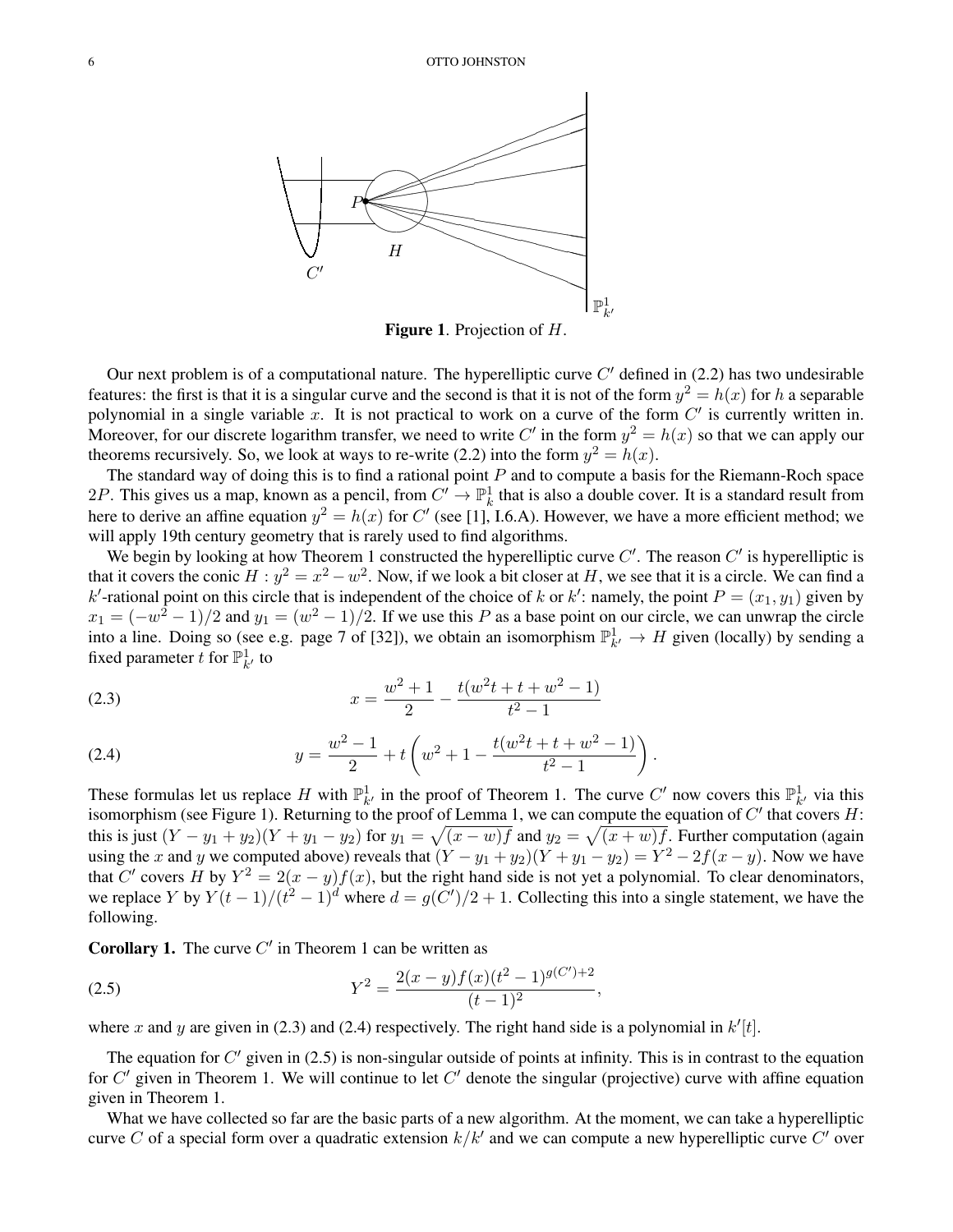**Figure 1**. Projection of $H$.

Our next problem is of a computational nature. The hyperelliptic curve $C'$ defined in (2.2) has two undesirable features: the first is that it is a singular curve and the second is that it is not of the form $y^2 = h(x)$ for $h$ a separable polynomial in a single variable $x$. It is not practical to work on a curve of the form $C'$ is currently written in. Moreover, for our discrete logarithm transfer, we need to write $C'$ in the form $y^2 = h(x)$ so that we can apply our theorems recursively. So, we look at ways to re-write (2.2) into the form $y^2 = h(x)$.

The standard way of doing this is to find a rational point $P$ and to compute a basis for the Riemann-Roch space $2P$. This gives us a map, known as a pencil, from $C' \to \mathbb{P}^1_k$ that is also a double cover. It is a standard result from here to derive an affine equation $y^2 = h(x)$ for $C'$ (see [1], I.6.A). However, we have a more efficient method; we will apply 19th century geometry that is rarely used to find algorithms.

We begin by looking at how Theorem 1 constructed the hyperelliptic curve $C'$. The reason $C'$ is hyperelliptic is that it covers the conic $H : y^2 = x^2 - w^2$. Now, if we look a bit closer at $H$, we see that it is a circle. We can find a $k'$-rational point on this circle that is independent of the choice of $k$ or $k'$: namely, the point $P = (x_1, y_1)$ given by $x_1 = (-w^2 - 1)/2$ and $y_1 = (w^2 - 1)/2$. If we use this $P$ as a base point on our circle, we can unwrap the circle into a line. Doing so (see e.g. page 7 of [32]), we obtain an isomorphism $\mathbb{P}^1_{k'} \to H$ given (locally) by sending a fixed parameter $t$ for $\mathbb{P}^1_{k'}$ to

$$x = \frac{w^2 + 1}{2} - \frac{t(w^2 t + t + w^2 - 1)}{t^2 - 1} \tag{2.3}$$

$$y = \frac{w^2 - 1}{2} + t\left(w^2 + 1 - \frac{t(w^2 t + t + w^2 - 1)}{t^2 - 1}\right). \tag{2.4}$$

These formulas let us replace $H$ with $\mathbb{P}^1_{k'}$ in the proof of Theorem 1. The curve $C'$ now covers this $\mathbb{P}^1_{k'}$ via this isomorphism (see Figure 1). Returning to the proof of Lemma 1, we can compute the equation of $C'$ that covers $H$: this is just $(Y - y_1 + y_2)(Y + y_1 - y_2)$ for $y_1 = \sqrt{(x - w)f}$ and $y_2 = \sqrt{(x + w)f}$. Further computation (again using the $x$ and $y$ we computed above) reveals that $(Y - y_1 + y_2)(Y + y_1 - y_2) = Y^2 - 2f(x - y)$. Now we have that $C'$ covers $H$ by $Y^2 = 2(x - y)f(x)$, but the right hand side is not yet a polynomial. To clear denominators, we replace $Y$ by $Y(t - 1)/(t^2 - 1)^d$ where $d = g(C')/2 + 1$. Collecting this into a single statement, we have the following.

**Corollary 1.** The curve $C'$ in Theorem 1 can be written as

$$Y^2 = \frac{2(x - y)f(x)(t^2 - 1)^{g(C')+2}}{(t - 1)^2}, \tag{2.5}$$

where $x$ and $y$ are given in (2.3) and (2.4) respectively. The right hand side is a polynomial in $k'[t]$.

The equation for $C'$ given in (2.5) is non-singular outside of points at infinity. This is in contrast to the equation for $C'$ given in Theorem 1. We will continue to let $C'$ denote the singular (projective) curve with affine equation given in Theorem 1.

What we have collected so far are the basic parts of a new algorithm. At the moment, we can take a hyperelliptic curve $C$ of a special form over a quadratic extension $k/k'$ and we can compute a new hyperelliptic curve $C'$ over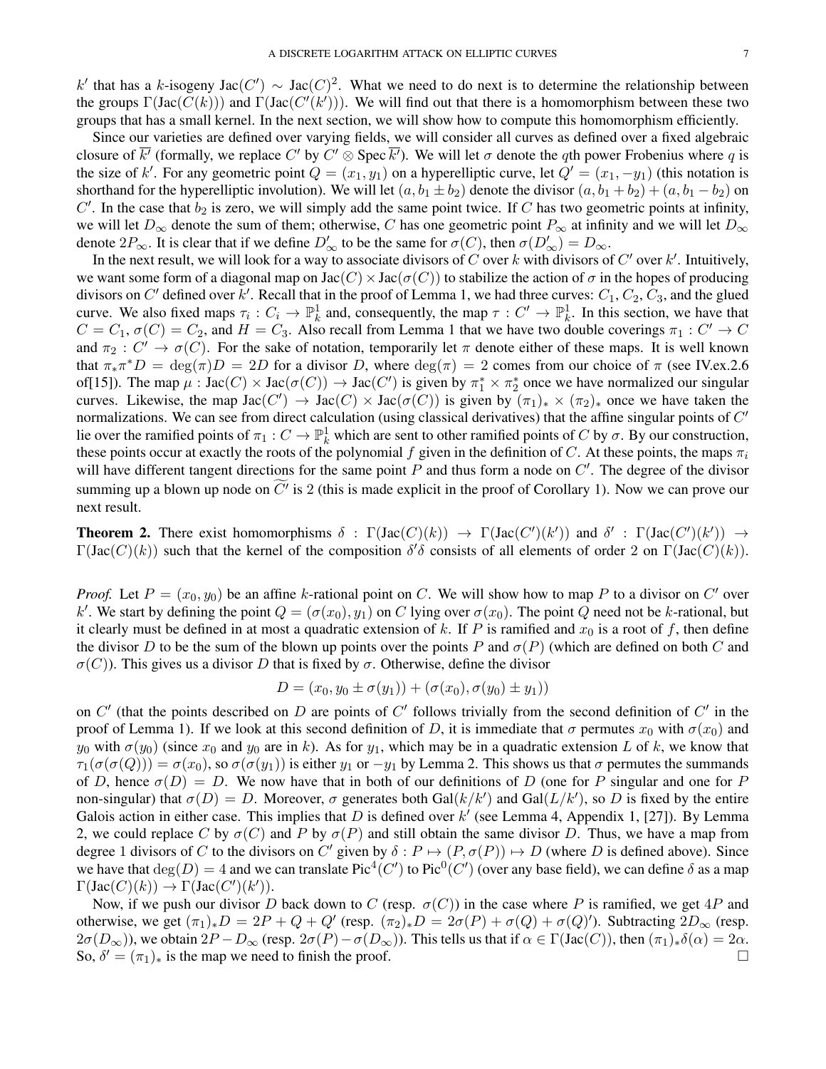$k'$ that has a $k$-isogeny $\mathrm{Jac}(C') \sim \mathrm{Jac}(C)^2$. What we need to do next is to determine the relationship between the groups $\Gamma(\mathrm{Jac}(C(k)))$ and $\Gamma(\mathrm{Jac}(C'(k')))$. We will find out that there is a homomorphism between these two groups that has a small kernel. In the next section, we will show how to compute this homomorphism efficiently.

Since our varieties are defined over varying fields, we will consider all curves as defined over a fixed algebraic closure of $\overline{k'}$ (formally, we replace $C'$ by $C' \otimes \mathrm{Spec}\, \overline{k'}$). We will let $\sigma$ denote the $q$th power Frobenius where $q$ is the size of $k'$. For any geometric point $Q = (x_1, y_1)$ on a hyperelliptic curve, let $Q' = (x_1, -y_1)$ (this notation is shorthand for the hyperelliptic involution). We will let $(a, b_1 \pm b_2)$ denote the divisor $(a, b_1 + b_2) + (a, b_1 - b_2)$ on $C'$. In the case that $b_2$ is zero, we will simply add the same point twice. If $C$ has two geometric points at infinity, we will let $D_\infty$ denote the sum of them; otherwise, $C$ has one geometric point $P_\infty$ at infinity and we will let $D_\infty$ denote $2P_\infty$. It is clear that if we define $D'_\infty$ to be the same for $\sigma(C)$, then $\sigma(D'_\infty) = D_\infty$.

In the next result, we will look for a way to associate divisors of $C$ over $k$ with divisors of $C'$ over $k'$. Intuitively, we want some form of a diagonal map on $\mathrm{Jac}(C) \times \mathrm{Jac}(\sigma(C))$ to stabilize the action of $\sigma$ in the hopes of producing divisors on $C'$ defined over $k'$. Recall that in the proof of Lemma 1, we had three curves: $C_1$, $C_2$, $C_3$, and the glued curve. We also fixed maps $\tau_i : C_i \to \mathbb{P}^1_k$ and, consequently, the map $\tau : C' \to \mathbb{P}^1_k$. In this section, we have that $C = C_1$, $\sigma(C) = C_2$, and $H = C_3$. Also recall from Lemma 1 that we have two double coverings $\pi_1 : C' \to C$ and $\pi_2 : C' \to \sigma(C)$. For the sake of notation, temporarily let $\pi$ denote either of these maps. It is well known that $\pi_* \pi^* D = \deg(\pi) D = 2D$ for a divisor $D$, where $\deg(\pi) = 2$ comes from our choice of $\pi$ (see IV.ex.2.6 of[15]). The map $\mu : \mathrm{Jac}(C) \times \mathrm{Jac}(\sigma(C)) \to \mathrm{Jac}(C')$ is given by $\pi_1^* \times \pi_2^*$ once we have normalized our singular curves. Likewise, the map $\mathrm{Jac}(C') \to \mathrm{Jac}(C) \times \mathrm{Jac}(\sigma(C))$ is given by $(\pi_1)_* \times (\pi_2)_*$ once we have taken the normalizations. We can see from direct calculation (using classical derivatives) that the affine singular points of $C'$ lie over the ramified points of $\pi_1 : C \to \mathbb{P}^1_k$ which are sent to other ramified points of $C$ by $\sigma$. By our construction, these points occur at exactly the roots of the polynomial $f$ given in the definition of $C$. At these points, the maps $\pi_i$ will have different tangent directions for the same point $P$ and thus form a node on $C'$. The degree of the divisor summing up a blown up node on $\widetilde{C'}$ is 2 (this is made explicit in the proof of Corollary 1). Now we can prove our next result.

**Theorem 2.** There exist homomorphisms $\delta : \Gamma(\mathrm{Jac}(C)(k)) \to \Gamma(\mathrm{Jac}(C')(k'))$ and $\delta' : \Gamma(\mathrm{Jac}(C')(k')) \to \Gamma(\mathrm{Jac}(C)(k))$ such that the kernel of the composition $\delta'\delta$ consists of all elements of order 2 on $\Gamma(\mathrm{Jac}(C)(k))$.

*Proof.* Let $P = (x_0, y_0)$ be an affine $k$-rational point on $C$. We will show how to map $P$ to a divisor on $C'$ over $k'$. We start by defining the point $Q = (\sigma(x_0), y_1)$ on $C$ lying over $\sigma(x_0)$. The point $Q$ need not be $k$-rational, but it clearly must be defined in at most a quadratic extension of $k$. If $P$ is ramified and $x_0$ is a root of $f$, then define the divisor $D$ to be the sum of the blown up points over the points $P$ and $\sigma(P)$ (which are defined on both $C$ and $\sigma(C)$). This gives us a divisor $D$ that is fixed by $\sigma$. Otherwise, define the divisor

$$D = (x_0, y_0 \pm \sigma(y_1)) + (\sigma(x_0), \sigma(y_0) \pm y_1))$$

on $C'$ (that the points described on $D$ are points of $C'$ follows trivially from the second definition of $C'$ in the proof of Lemma 1). If we look at this second definition of $D$, it is immediate that $\sigma$ permutes $x_0$ with $\sigma(x_0)$ and $y_0$ with $\sigma(y_0)$ (since $x_0$ and $y_0$ are in $k$). As for $y_1$, which may be in a quadratic extension $L$ of $k$, we know that $\tau_1(\sigma(\sigma(Q))) = \sigma(x_0)$, so $\sigma(\sigma(y_1))$ is either $y_1$ or $-y_1$ by Lemma 2. This shows us that $\sigma$ permutes the summands of $D$, hence $\sigma(D) = D$. We now have that in both of our definitions of $D$ (one for $P$ singular and one for $P$ non-singular) that $\sigma(D) = D$. Moreover, $\sigma$ generates both $\mathrm{Gal}(k/k')$ and $\mathrm{Gal}(L/k')$, so $D$ is fixed by the entire Galois action in either case. This implies that $D$ is defined over $k'$ (see Lemma 4, Appendix 1, [27]). By Lemma 2, we could replace $C$ by $\sigma(C)$ and $P$ by $\sigma(P)$ and still obtain the same divisor $D$. Thus, we have a map from degree 1 divisors of $C$ to the divisors on $C'$ given by $\delta : P \mapsto (P, \sigma(P)) \mapsto D$ (where $D$ is defined above). Since we have that $\deg(D) = 4$ and we can translate $\mathrm{Pic}^4(C')$ to $\mathrm{Pic}^0(C')$ (over any base field), we can define $\delta$ as a map $\Gamma(\mathrm{Jac}(C)(k)) \to \Gamma(\mathrm{Jac}(C')(k'))$.

Now, if we push our divisor $D$ back down to $C$ (resp. $\sigma(C)$) in the case where $P$ is ramified, we get $4P$ and otherwise, we get $(\pi_1)_* D = 2P + Q + Q'$ (resp. $(\pi_2)_* D = 2\sigma(P) + \sigma(Q) + \sigma(Q)'$). Subtracting $2D_\infty$ (resp. $2\sigma(D_\infty)$), we obtain $2P - D_\infty$ (resp. $2\sigma(P) - \sigma(D_\infty)$). This tells us that if $\alpha \in \Gamma(\mathrm{Jac}(C))$, then $(\pi_1)_* \delta(\alpha) = 2\alpha$. So, $\delta' = (\pi_1)_*$ is the map we need to finish the proof. $\square$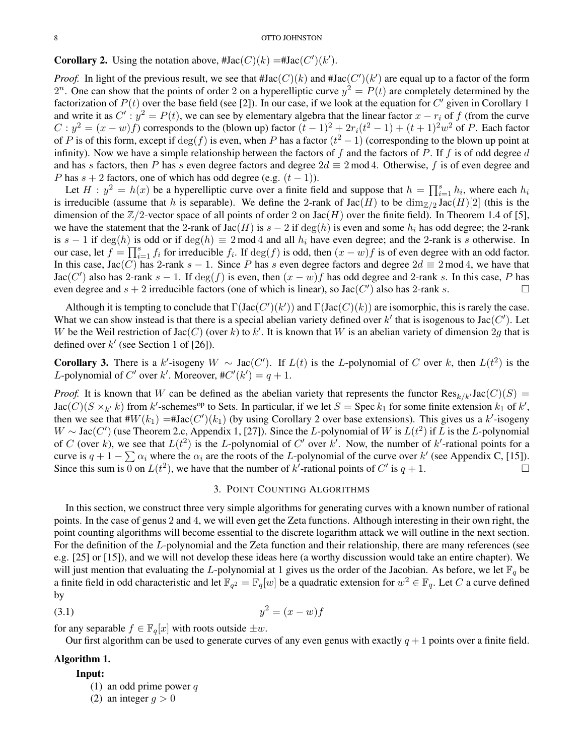**Corollary 2.** Using the notation above, $\#\mathrm{Jac}(C)(k) = \#\mathrm{Jac}(C')(k')$.

*Proof.* In light of the previous result, we see that $\#\mathrm{Jac}(C)(k)$ and $\#\mathrm{Jac}(C')(k')$ are equal up to a factor of the form $2^n$. One can show that the points of order 2 on a hyperelliptic curve $y^2 = P(t)$ are completely determined by the factorization of $P(t)$ over the base field (see [2]). In our case, if we look at the equation for $C'$ given in Corollary 1 and write it as $C' : y^2 = P(t)$, we can see by elementary algebra that the linear factor $x - r_i$ of $f$ (from the curve $C : y^2 = (x-w)f$) corresponds to the (blown up) factor $(t-1)^2 + 2r_i(t^2-1) + (t+1)^2w^2$ of $P$. Each factor of $P$ is of this form, except if $\deg(f)$ is even, when $P$ has a factor $(t^2-1)$ (corresponding to the blown up point at infinity). Now we have a simple relationship between the factors of $f$ and the factors of $P$. If $f$ is of odd degree $d$ and has $s$ factors, then $P$ has $s$ even degree factors and degree $2d \equiv 2 \bmod 4$. Otherwise, $f$ is of even degree and $P$ has $s+2$ factors, one of which has odd degree (e.g. $(t-1)$).

Let $H : y^2 = h(x)$ be a hyperelliptic curve over a finite field and suppose that $h = \prod_{i=1}^{s} h_i$, where each $h_i$ is irreducible (assume that $h$ is separable). We define the 2-rank of $\mathrm{Jac}(H)$ to be $\dim_{\mathbb{Z}/2} \mathrm{Jac}(H)[2]$ (this is the dimension of the $\mathbb{Z}/2$-vector space of all points of order 2 on $\mathrm{Jac}(H)$ over the finite field). In Theorem 1.4 of [5], we have the statement that the 2-rank of $\mathrm{Jac}(H)$ is $s-2$ if $\deg(h)$ is even and some $h_i$ has odd degree; the 2-rank is $s-1$ if $\deg(h)$ is odd or if $\deg(h) \equiv 2 \bmod 4$ and all $h_i$ have even degree; and the 2-rank is $s$ otherwise. In our case, let $f = \prod_{i=1}^{s} f_i$ for irreducible $f_i$. If $\deg(f)$ is odd, then $(x-w)f$ is of even degree with an odd factor. In this case, $\mathrm{Jac}(C)$ has 2-rank $s-1$. Since $P$ has $s$ even degree factors and degree $2d \equiv 2 \bmod 4$, we have that $\mathrm{Jac}(C')$ also has 2-rank $s-1$. If $\deg(f)$ is even, then $(x-w)f$ has odd degree and 2-rank $s$. In this case, $P$ has even degree and $s+2$ irreducible factors (one of which is linear), so $\mathrm{Jac}(C')$ also has 2-rank $s$. $\square$

Although it is tempting to conclude that $\Gamma(\mathrm{Jac}(C')(k'))$ and $\Gamma(\mathrm{Jac}(C)(k))$ are isomorphic, this is rarely the case. What we can show instead is that there is a special abelian variety defined over $k'$ that is isogenous to $\mathrm{Jac}(C')$. Let $W$ be the Weil restriction of $\mathrm{Jac}(C)$ (over $k$) to $k'$. It is known that $W$ is an abelian variety of dimension $2g$ that is defined over $k'$ (see Section 1 of [26]).

**Corollary 3.** There is a $k'$-isogeny $W \sim \mathrm{Jac}(C')$. If $L(t)$ is the $L$-polynomial of $C$ over $k$, then $L(t^2)$ is the $L$-polynomial of $C'$ over $k'$. Moreover, $\#C'(k') = q+1$.

*Proof.* It is known that $W$ can be defined as the abelian variety that represents the functor $\mathrm{Res}_{k/k'}\mathrm{Jac}(C)(S) = \mathrm{Jac}(C)(S \times_{k'} k)$ from $k'$-schemes$^{\mathrm{op}}$ to Sets. In particular, if we let $S = \mathrm{Spec}\, k_1$ for some finite extension $k_1$ of $k'$, then we see that $\#W(k_1) = \#\mathrm{Jac}(C')(k_1)$ (by using Corollary 2 over base extensions). This gives us a $k'$-isogeny $W \sim \mathrm{Jac}(C')$ (use Theorem 2.c, Appendix 1, [27]). Since the $L$-polynomial of $W$ is $L(t^2)$ if $L$ is the $L$-polynomial of $C$ (over $k$), we see that $L(t^2)$ is the $L$-polynomial of $C'$ over $k'$. Now, the number of $k'$-rational points for a curve is $q + 1 - \sum \alpha_i$ where the $\alpha_i$ are the roots of the $L$-polynomial of the curve over $k'$ (see Appendix C, [15]). Since this sum is 0 on $L(t^2)$, we have that the number of $k'$-rational points of $C'$ is $q+1$. $\square$

## 3. Point Counting Algorithms

In this section, we construct three very simple algorithms for generating curves with a known number of rational points. In the case of genus 2 and 4, we will even get the Zeta functions. Although interesting in their own right, the point counting algorithms will become essential to the discrete logarithm attack we will outline in the next section. For the definition of the $L$-polynomial and the Zeta function and their relationship, there are many references (see e.g. [25] or [15]), and we will not develop these ideas here (a worthy discussion would take an entire chapter). We will just mention that evaluating the $L$-polynomial at 1 gives us the order of the Jacobian. As before, we let $\mathbb{F}_q$ be a finite field in odd characteristic and let $\mathbb{F}_{q^2} = \mathbb{F}_q[w]$ be a quadratic extension for $w^2 \in \mathbb{F}_q$. Let $C$ a curve defined by

$$y^2 = (x-w)f \tag{3.1}$$

for any separable $f \in \mathbb{F}_q[x]$ with roots outside $\pm w$.

Our first algorithm can be used to generate curves of any even genus with exactly $q+1$ points over a finite field.

**Algorithm 1.**

**Input:**

(1) an odd prime power $q$
(2) an integer $g > 0$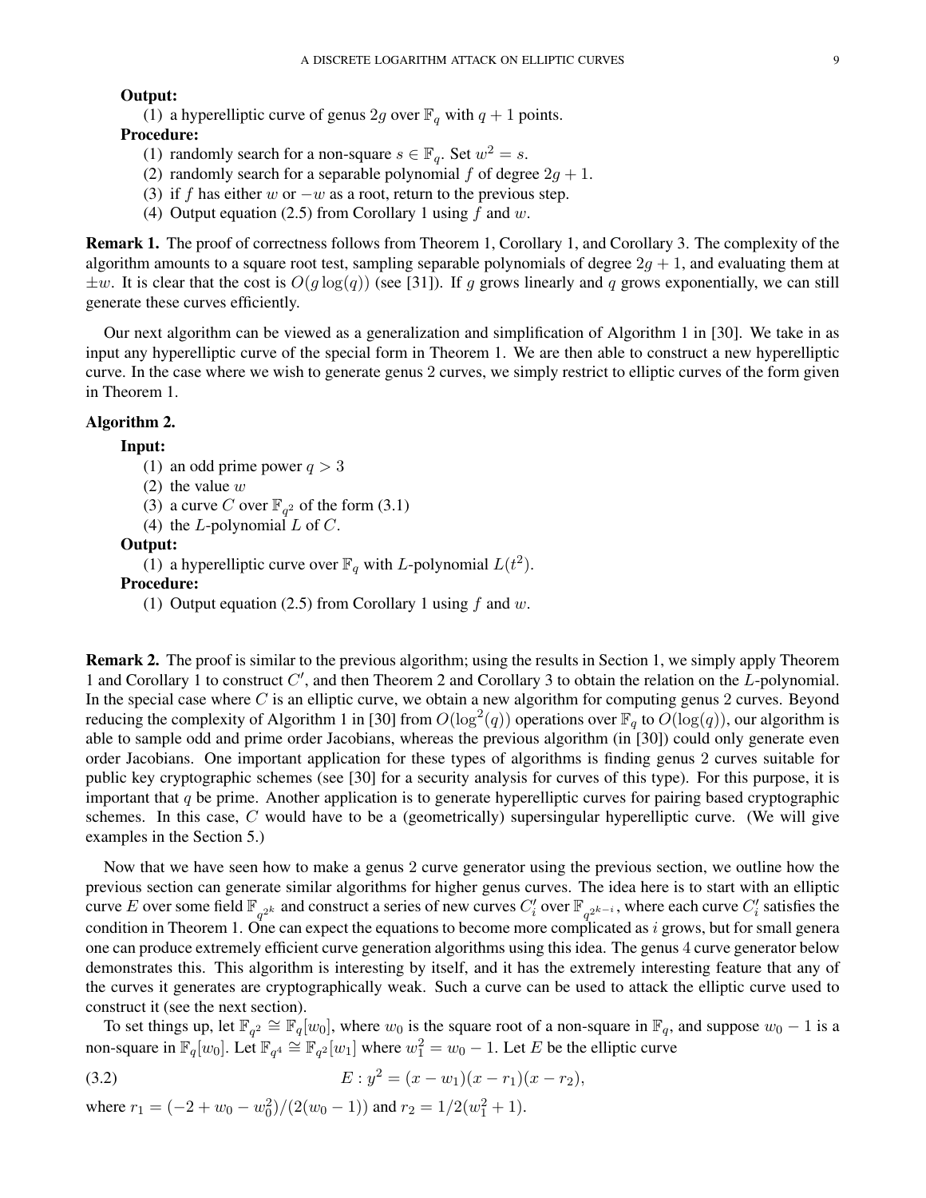**Output:**

1. a hyperelliptic curve of genus $2g$ over $\mathbb{F}_q$ with $q+1$ points.

**Procedure:**

1. randomly search for a non-square $s \in \mathbb{F}_q$. Set $w^2 = s$.
2. randomly search for a separable polynomial $f$ of degree $2g+1$.
3. if $f$ has either $w$ or $-w$ as a root, return to the previous step.
4. Output equation (2.5) from Corollary 1 using $f$ and $w$.

**Remark 1.** The proof of correctness follows from Theorem 1, Corollary 1, and Corollary 3. The complexity of the algorithm amounts to a square root test, sampling separable polynomials of degree $2g+1$, and evaluating them at $\pm w$. It is clear that the cost is $O(g \log(q))$ (see [31]). If $g$ grows linearly and $q$ grows exponentially, we can still generate these curves efficiently.

Our next algorithm can be viewed as a generalization and simplification of Algorithm 1 in [30]. We take in as input any hyperelliptic curve of the special form in Theorem 1. We are then able to construct a new hyperelliptic curve. In the case where we wish to generate genus 2 curves, we simply restrict to elliptic curves of the form given in Theorem 1.

**Algorithm 2.**

**Input:**

1. an odd prime power $q > 3$
2. the value $w$
3. a curve $C$ over $\mathbb{F}_{q^2}$ of the form (3.1)
4. the $L$-polynomial $L$ of $C$.

**Output:**

1. a hyperelliptic curve over $\mathbb{F}_q$ with $L$-polynomial $L(t^2)$.

**Procedure:**

1. Output equation (2.5) from Corollary 1 using $f$ and $w$.

**Remark 2.** The proof is similar to the previous algorithm; using the results in Section 1, we simply apply Theorem 1 and Corollary 1 to construct $C'$, and then Theorem 2 and Corollary 3 to obtain the relation on the $L$-polynomial. In the special case where $C$ is an elliptic curve, we obtain a new algorithm for computing genus 2 curves. Beyond reducing the complexity of Algorithm 1 in [30] from $O(\log^2(q))$ operations over $\mathbb{F}_q$ to $O(\log(q))$, our algorithm is able to sample odd and prime order Jacobians, whereas the previous algorithm (in [30]) could only generate even order Jacobians. One important application for these types of algorithms is finding genus 2 curves suitable for public key cryptographic schemes (see [30] for a security analysis for curves of this type). For this purpose, it is important that $q$ be prime. Another application is to generate hyperelliptic curves for pairing based cryptographic schemes. In this case, $C$ would have to be a (geometrically) supersingular hyperelliptic curve. (We will give examples in the Section 5.)

Now that we have seen how to make a genus 2 curve generator using the previous section, we outline how the previous section can generate similar algorithms for higher genus curves. The idea here is to start with an elliptic curve $E$ over some field $\mathbb{F}_{q^{2^k}}$ and construct a series of new curves $C_i'$ over $\mathbb{F}_{q^{2^{k-i}}}$, where each curve $C_i'$ satisfies the condition in Theorem 1. One can expect the equations to become more complicated as $i$ grows, but for small genera one can produce extremely efficient curve generation algorithms using this idea. The genus 4 curve generator below demonstrates this. This algorithm is interesting by itself, and it has the extremely interesting feature that any of the curves it generates are cryptographically weak. Such a curve can be used to attack the elliptic curve used to construct it (see the next section).

To set things up, let $\mathbb{F}_{q^2} \cong \mathbb{F}_q[w_0]$, where $w_0$ is the square root of a non-square in $\mathbb{F}_q$, and suppose $w_0 - 1$ is a non-square in $\mathbb{F}_q[w_0]$. Let $\mathbb{F}_{q^4} \cong \mathbb{F}_{q^2}[w_1]$ where $w_1^2 = w_0 - 1$. Let $E$ be the elliptic curve

$$E : y^2 = (x - w_1)(x - r_1)(x - r_2), \tag{3.2}$$

where $r_1 = (-2 + w_0 - w_0^2)/(2(w_0 - 1))$ and $r_2 = 1/2(w_1^2 + 1)$.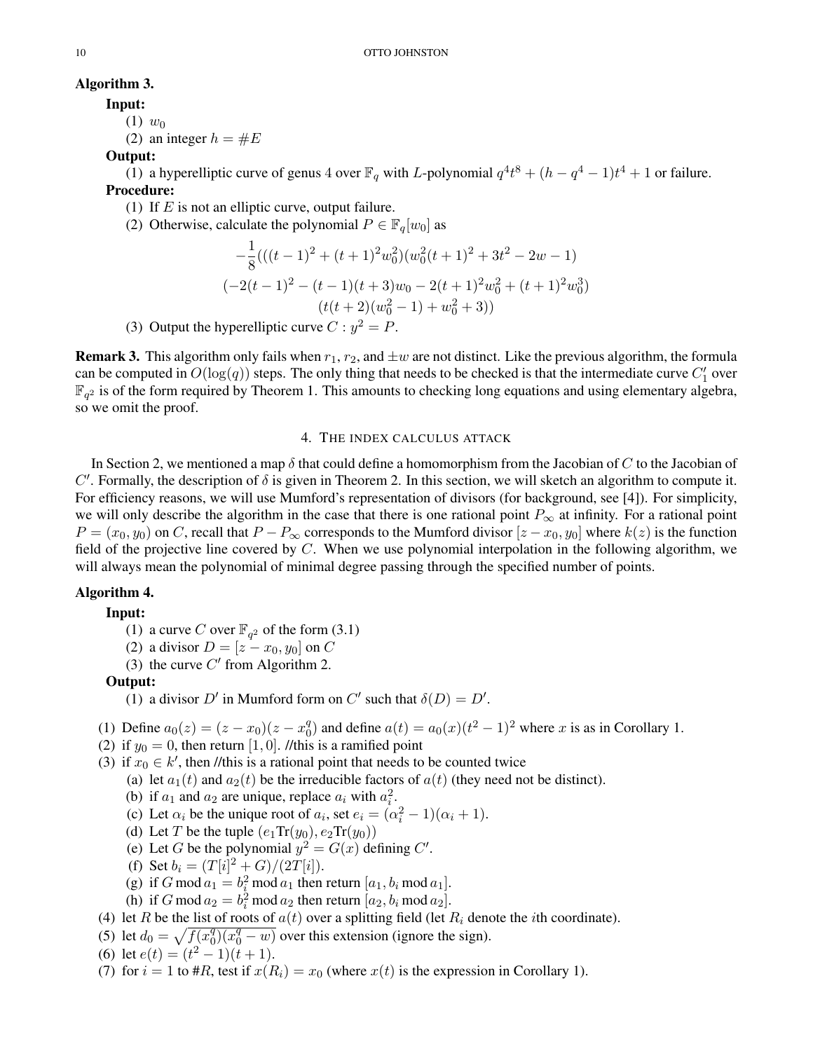**Algorithm 3.**

**Input:**

(1) $w_0$

(2) an integer $h = \#E$

**Output:**

(1) a hyperelliptic curve of genus 4 over $\mathbb{F}_q$ with $L$-polynomial $q^4t^8 + (h - q^4 - 1)t^4 + 1$ or failure.

**Procedure:**

(1) If $E$ is not an elliptic curve, output failure.

(2) Otherwise, calculate the polynomial $P \in \mathbb{F}_q[w_0]$ as

$$-\frac{1}{8}(((t-1)^2 + (t+1)^2w_0^2)(w_0^2(t+1)^2 + 3t^2 - 2w - 1)$$
$$(-2(t-1)^2 - (t-1)(t+3)w_0 - 2(t+1)^2w_0^2 + (t+1)^2w_0^3)$$
$$(t(t+2)(w_0^2 - 1) + w_0^2 + 3))$$

(3) Output the hyperelliptic curve $C : y^2 = P$.

**Remark 3.** This algorithm only fails when $r_1$, $r_2$, and $\pm w$ are not distinct. Like the previous algorithm, the formula can be computed in $O(\log(q))$ steps. The only thing that needs to be checked is that the intermediate curve $C_1'$ over $\mathbb{F}_{q^2}$ is of the form required by Theorem 1. This amounts to checking long equations and using elementary algebra, so we omit the proof.

## 4. The index calculus attack

In Section 2, we mentioned a map $\delta$ that could define a homomorphism from the Jacobian of $C$ to the Jacobian of $C'$. Formally, the description of $\delta$ is given in Theorem 2. In this section, we will sketch an algorithm to compute it. For efficiency reasons, we will use Mumford's representation of divisors (for background, see [4]). For simplicity, we will only describe the algorithm in the case that there is one rational point $P_\infty$ at infinity. For a rational point $P = (x_0, y_0)$ on $C$, recall that $P - P_\infty$ corresponds to the Mumford divisor $[z - x_0, y_0]$ where $k(z)$ is the function field of the projective line covered by $C$. When we use polynomial interpolation in the following algorithm, we will always mean the polynomial of minimal degree passing through the specified number of points.

**Algorithm 4.**

**Input:**

(1) a curve $C$ over $\mathbb{F}_{q^2}$ of the form (3.1)

(2) a divisor $D = [z - x_0, y_0]$ on $C$

(3) the curve $C'$ from Algorithm 2.

**Output:**

(1) a divisor $D'$ in Mumford form on $C'$ such that $\delta(D) = D'$.

(1) Define $a_0(z) = (z - x_0)(z - x_0^q)$ and define $a(t) = a_0(x)(t^2 - 1)^2$ where $x$ is as in Corollary 1.

(2) if $y_0 = 0$, then return $[1, 0]$. //this is a ramified point

(3) if $x_0 \in k'$, then //this is a rational point that needs to be counted twice

  (a) let $a_1(t)$ and $a_2(t)$ be the irreducible factors of $a(t)$ (they need not be distinct).

  (b) if $a_1$ and $a_2$ are unique, replace $a_i$ with $a_i^2$.

  (c) Let $\alpha_i$ be the unique root of $a_i$, set $e_i = (\alpha_i^2 - 1)(\alpha_i + 1)$.

  (d) Let $T$ be the tuple $(e_1\mathrm{Tr}(y_0), e_2\mathrm{Tr}(y_0))$

  (e) Let $G$ be the polynomial $y^2 = G(x)$ defining $C'$.

  (f) Set $b_i = (T[i]^2 + G)/(2T[i])$.

  (g) if $G \bmod a_1 = b_i^2 \bmod a_1$ then return $[a_1, b_i \bmod a_1]$.

  (h) if $G \bmod a_2 = b_i^2 \bmod a_2$ then return $[a_2, b_i \bmod a_2]$.

(4) let $R$ be the list of roots of $a(t)$ over a splitting field (let $R_i$ denote the $i$th coordinate).

(5) let $d_0 = \sqrt{f(x_0^q)(x_0^q - w)}$ over this extension (ignore the sign).

(6) let $e(t) = (t^2 - 1)(t + 1)$.

(7) for $i = 1$ to $\#R$, test if $x(R_i) = x_0$ (where $x(t)$ is the expression in Corollary 1).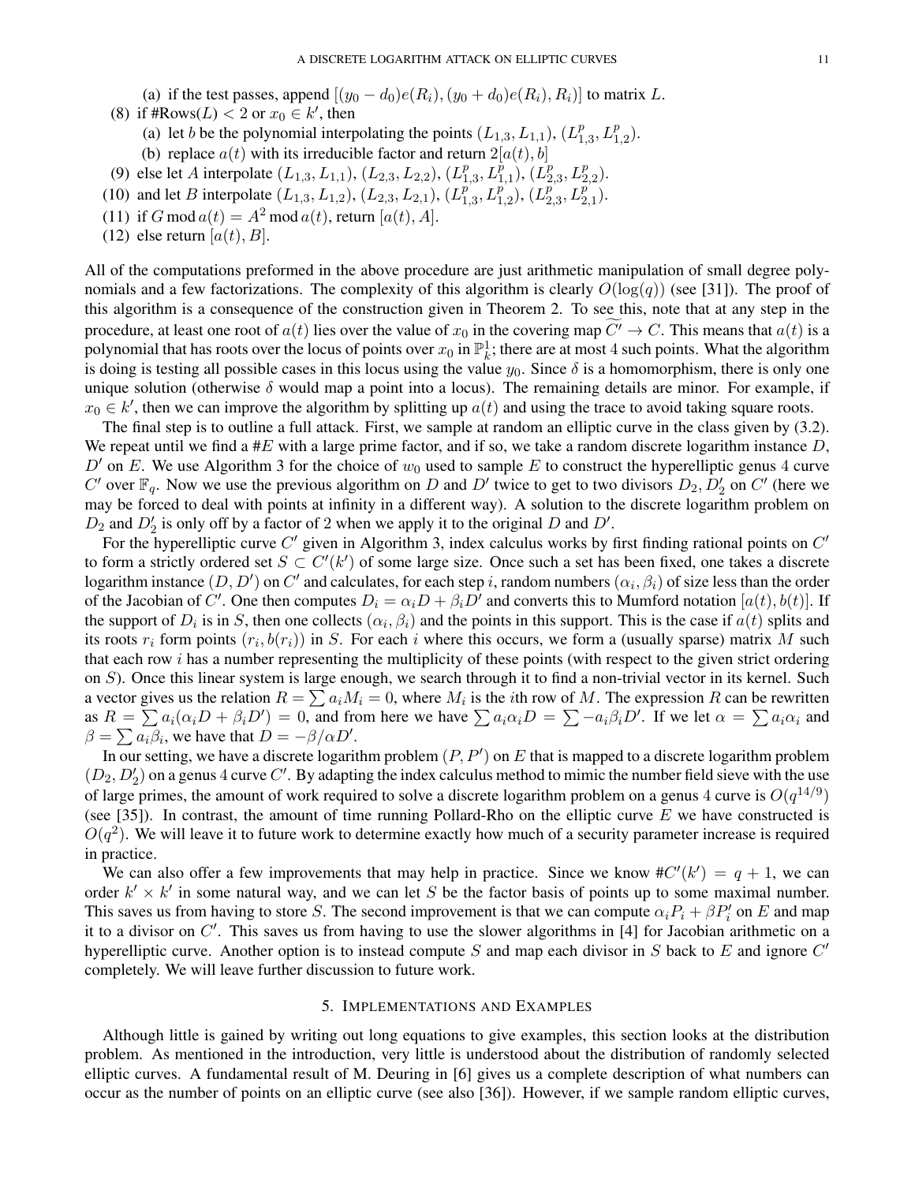(a) if the test passes, append $[(y_0 - d_0)e(R_i), (y_0 + d_0)e(R_i), R_i)]$ to matrix $L$.

(8) if #Rows($L$) $< 2$ or $x_0 \in k'$, then
   (a) let $b$ be the polynomial interpolating the points $(L_{1,3}, L_{1,1})$, $(L_{1,3}^p, L_{1,2}^p)$.
   (b) replace $a(t)$ with its irreducible factor and return $2[a(t), b]$

(9) else let $A$ interpolate $(L_{1,3}, L_{1,1})$, $(L_{2,3}, L_{2,2})$, $(L_{1,3}^p, L_{1,1}^p)$, $(L_{2,3}^p, L_{2,2}^p)$.

(10) and let $B$ interpolate $(L_{1,3}, L_{1,2})$, $(L_{2,3}, L_{2,1})$, $(L_{1,3}^p, L_{1,2}^p)$, $(L_{2,3}^p, L_{2,1}^p)$.

(11) if $G \bmod a(t) = A^2 \bmod a(t)$, return $[a(t), A]$.

(12) else return $[a(t), B]$.

All of the computations preformed in the above procedure are just arithmetic manipulation of small degree polynomials and a few factorizations. The complexity of this algorithm is clearly $O(\log(q))$ (see [31]). The proof of this algorithm is a consequence of the construction given in Theorem 2. To see this, note that at any step in the procedure, at least one root of $a(t)$ lies over the value of $x_0$ in the covering map $\widetilde{C'} \to C$. This means that $a(t)$ is a polynomial that has roots over the locus of points over $x_0$ in $\mathbb{P}_k^1$; there are at most 4 such points. What the algorithm is doing is testing all possible cases in this locus using the value $y_0$. Since $\delta$ is a homomorphism, there is only one unique solution (otherwise $\delta$ would map a point into a locus). The remaining details are minor. For example, if $x_0 \in k'$, then we can improve the algorithm by splitting up $a(t)$ and using the trace to avoid taking square roots.

The final step is to outline a full attack. First, we sample at random an elliptic curve in the class given by (3.2). We repeat until we find a $\#E$ with a large prime factor, and if so, we take a random discrete logarithm instance $D$, $D'$ on $E$. We use Algorithm 3 for the choice of $w_0$ used to sample $E$ to construct the hyperelliptic genus 4 curve $C'$ over $\mathbb{F}_q$. Now we use the previous algorithm on $D$ and $D'$ twice to get to two divisors $D_2, D_2'$ on $C'$ (here we may be forced to deal with points at infinity in a different way). A solution to the discrete logarithm problem on $D_2$ and $D_2'$ is only off by a factor of 2 when we apply it to the original $D$ and $D'$.

For the hyperelliptic curve $C'$ given in Algorithm 3, index calculus works by first finding rational points on $C'$ to form a strictly ordered set $S \subset C'(k')$ of some large size. Once such a set has been fixed, one takes a discrete logarithm instance $(D, D')$ on $C'$ and calculates, for each step $i$, random numbers $(\alpha_i, \beta_i)$ of size less than the order of the Jacobian of $C'$. One then computes $D_i = \alpha_i D + \beta_i D'$ and converts this to Mumford notation $[a(t), b(t)]$. If the support of $D_i$ is in $S$, then one collects $(\alpha_i, \beta_i)$ and the points in this support. This is the case if $a(t)$ splits and its roots $r_i$ form points $(r_i, b(r_i))$ in $S$. For each $i$ where this occurs, we form a (usually sparse) matrix $M$ such that each row $i$ has a number representing the multiplicity of these points (with respect to the given strict ordering on $S$). Once this linear system is large enough, we search through it to find a non-trivial vector in its kernel. Such a vector gives us the relation $R = \sum a_i M_i = 0$, where $M_i$ is the $i$th row of $M$. The expression $R$ can be rewritten as $R = \sum a_i(\alpha_i D + \beta_i D') = 0$, and from here we have $\sum a_i \alpha_i D = \sum -a_i \beta_i D'$. If we let $\alpha = \sum a_i \alpha_i$ and $\beta = \sum a_i \beta_i$, we have that $D = -\beta/\alpha D'$.

In our setting, we have a discrete logarithm problem $(P, P')$ on $E$ that is mapped to a discrete logarithm problem $(D_2, D_2')$ on a genus 4 curve $C'$. By adapting the index calculus method to mimic the number field sieve with the use of large primes, the amount of work required to solve a discrete logarithm problem on a genus 4 curve is $O(q^{14/9})$ (see [35]). In contrast, the amount of time running Pollard-Rho on the elliptic curve $E$ we have constructed is $O(q^2)$. We will leave it to future work to determine exactly how much of a security parameter increase is required in practice.

We can also offer a few improvements that may help in practice. Since we know $\#C'(k') = q + 1$, we can order $k' \times k'$ in some natural way, and we can let $S$ be the factor basis of points up to some maximal number. This saves us from having to store $S$. The second improvement is that we can compute $\alpha_i P_i + \beta P_i'$ on $E$ and map it to a divisor on $C'$. This saves us from having to use the slower algorithms in [4] for Jacobian arithmetic on a hyperelliptic curve. Another option is to instead compute $S$ and map each divisor in $S$ back to $E$ and ignore $C'$ completely. We will leave further discussion to future work.

## 5. Implementations and Examples

Although little is gained by writing out long equations to give examples, this section looks at the distribution problem. As mentioned in the introduction, very little is understood about the distribution of randomly selected elliptic curves. A fundamental result of M. Deuring in [6] gives us a complete description of what numbers can occur as the number of points on an elliptic curve (see also [36]). However, if we sample random elliptic curves,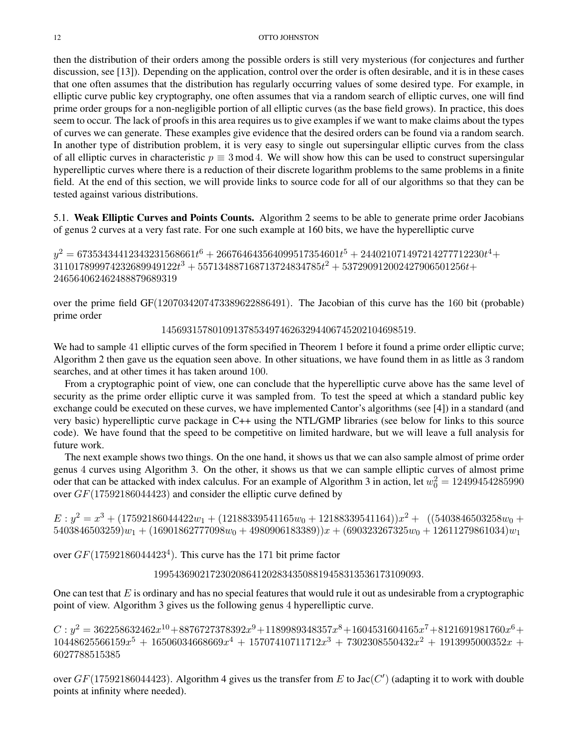then the distribution of their orders among the possible orders is still very mysterious (for conjectures and further discussion, see [13]). Depending on the application, control over the order is often desirable, and it is in these cases that one often assumes that the distribution has regularly occurring values of some desired type. For example, in elliptic curve public key cryptography, one often assumes that via a random search of elliptic curves, one will find prime order groups for a non-negligible portion of all elliptic curves (as the base field grows). In practice, this does seem to occur. The lack of proofs in this area requires us to give examples if we want to make claims about the types of curves we can generate. These examples give evidence that the desired orders can be found via a random search. In another type of distribution problem, it is very easy to single out supersingular elliptic curves from the class of all elliptic curves in characteristic $p \equiv 3 \bmod 4$. We will show how this can be used to construct supersingular hyperelliptic curves where there is a reduction of their discrete logarithm problems to the same problems in a finite field. At the end of this section, we will provide links to source code for all of our algorithms so that they can be tested against various distributions.

5.1. **Weak Elliptic Curves and Points Counts.** Algorithm 2 seems to be able to generate prime order Jacobians of genus 2 curves at a very fast rate. For one such example at 160 bits, we have the hyperelliptic curve

$y^2 = 673534344123432315686 61t^6 + 266764643564099517354601t^5 + 244021071497214277712230t^4 + 311017899974232689949122t^3 + 557134887168713724834785t^2 + 537290912002427906501256t + 246564062462488879689319$

over the prime field $\mathrm{GF}(1207034207473389622886491)$. The Jacobian of this curve has the 160 bit (probable) prime order

$$1456931578010913785349746263294406745202104698519.$$

We had to sample 41 elliptic curves of the form specified in Theorem 1 before it found a prime order elliptic curve; Algorithm 2 then gave us the equation seen above. In other situations, we have found them in as little as 3 random searches, and at other times it has taken around 100.

From a cryptographic point of view, one can conclude that the hyperelliptic curve above has the same level of security as the prime order elliptic curve it was sampled from. To test the speed at which a standard public key exchange could be executed on these curves, we have implemented Cantor's algorithms (see [4]) in a standard (and very basic) hyperelliptic curve package in C++ using the NTL/GMP libraries (see below for links to this source code). We have found that the speed to be competitive on limited hardware, but we will leave a full analysis for future work.

The next example shows two things. On the one hand, it shows us that we can also sample almost of prime order genus 4 curves using Algorithm 3. On the other, it shows us that we can sample elliptic curves of almost prime oder that can be attacked with index calculus. For an example of Algorithm 3 in action, let $w_0^2 = 12499454285990$ over $GF(17592186044423)$ and consider the elliptic curve defined by

$E : y^2 = x^3 + (17592186044422w_1 + (12188339541165w_0 + 12188339541164))x^2 + ((5403846503258w_0 + 5403846503259)w_1 + (16901862777098w_0 + 4980906183389))x + (690323267325w_0 + 12611279861034)w_1$

over $GF(17592186044423^4)$. This curve has the 171 bit prime factor

$$1995436902172302086412028343508819458313536173109093.$$

One can test that $E$ is ordinary and has no special features that would rule it out as undesirable from a cryptographic point of view. Algorithm 3 gives us the following genus 4 hyperelliptic curve.

$C : y^2 = 362258632462x^{10} + 8876727378392x^9 + 1189989348357x^8 + 1604531604165x^7 + 8121691981760x^6 + 10448625566159x^5 + 16506034668669x^4 + 15707410711712x^3 + 7302308550432x^2 + 1913995000352x + 6027788515385$

over $GF(17592186044423)$. Algorithm 4 gives us the transfer from $E$ to $\mathrm{Jac}(C')$ (adapting it to work with double points at infinity where needed).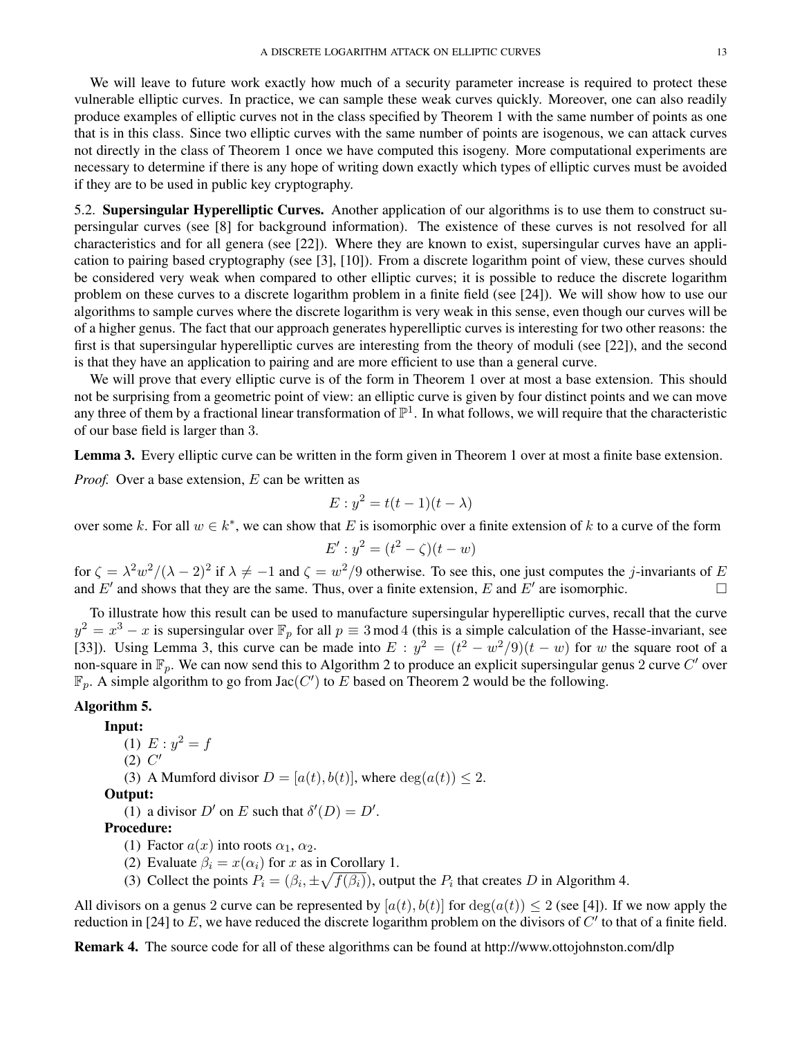We will leave to future work exactly how much of a security parameter increase is required to protect these vulnerable elliptic curves. In practice, we can sample these weak curves quickly. Moreover, one can also readily produce examples of elliptic curves not in the class specified by Theorem 1 with the same number of points as one that is in this class. Since two elliptic curves with the same number of points are isogenous, we can attack curves not directly in the class of Theorem 1 once we have computed this isogeny. More computational experiments are necessary to determine if there is any hope of writing down exactly which types of elliptic curves must be avoided if they are to be used in public key cryptography.

5.2. **Supersingular Hyperelliptic Curves.** Another application of our algorithms is to use them to construct supersingular curves (see [8] for background information). The existence of these curves is not resolved for all characteristics and for all genera (see [22]). Where they are known to exist, supersingular curves have an application to pairing based cryptography (see [3], [10]). From a discrete logarithm point of view, these curves should be considered very weak when compared to other elliptic curves; it is possible to reduce the discrete logarithm problem on these curves to a discrete logarithm problem in a finite field (see [24]). We will show how to use our algorithms to sample curves where the discrete logarithm is very weak in this sense, even though our curves will be of a higher genus. The fact that our approach generates hyperelliptic curves is interesting for two other reasons: the first is that supersingular hyperelliptic curves are interesting from the theory of moduli (see [22]), and the second is that they have an application to pairing and are more efficient to use than a general curve.

We will prove that every elliptic curve is of the form in Theorem 1 over at most a base extension. This should not be surprising from a geometric point of view: an elliptic curve is given by four distinct points and we can move any three of them by a fractional linear transformation of $\mathbb{P}^1$. In what follows, we will require that the characteristic of our base field is larger than 3.

**Lemma 3.** Every elliptic curve can be written in the form given in Theorem 1 over at most a finite base extension.

*Proof.* Over a base extension, $E$ can be written as

$$E : y^2 = t(t-1)(t-\lambda)$$

over some $k$. For all $w \in k^*$, we can show that $E$ is isomorphic over a finite extension of $k$ to a curve of the form

$$E' : y^2 = (t^2 - \zeta)(t - w)$$

for $\zeta = \lambda^2 w^2/(\lambda-2)^2$ if $\lambda \not\equiv -1$ and $\zeta = w^2/9$ otherwise. To see this, one just computes the $j$-invariants of $E$ and $E'$ and shows that they are the same. Thus, over a finite extension, $E$ and $E'$ are isomorphic. □

To illustrate how this result can be used to manufacture supersingular hyperelliptic curves, recall that the curve $y^2 = x^3 - x$ is supersingular over $\mathbb{F}_p$ for all $p \equiv 3 \bmod 4$ (this is a simple calculation of the Hasse-invariant, see [33]). Using Lemma 3, this curve can be made into $E : y^2 = (t^2 - w^2/9)(t - w)$ for $w$ the square root of a non-square in $\mathbb{F}_p$. We can now send this to Algorithm 2 to produce an explicit supersingular genus 2 curve $C'$ over $\mathbb{F}_p$. A simple algorithm to go from $\mathrm{Jac}(C')$ to $E$ based on Theorem 2 would be the following.

**Algorithm 5.**

**Input:**
1. $E : y^2 = f$
2. $C'$
3. A Mumford divisor $D = [a(t), b(t)]$, where $\deg(a(t)) \leq 2$.

**Output:**
1. a divisor $D'$ on $E$ such that $\delta'(D) = D'$.

**Procedure:**
1. Factor $a(x)$ into roots $\alpha_1$, $\alpha_2$.
2. Evaluate $\beta_i = x(\alpha_i)$ for $x$ as in Corollary 1.
3. Collect the points $P_i = (\beta_i, \pm\sqrt{f(\beta_i)})$, output the $P_i$ that creates $D$ in Algorithm 4.

All divisors on a genus 2 curve can be represented by $[a(t), b(t)]$ for $\deg(a(t)) \leq 2$ (see [4]). If we now apply the reduction in [24] to $E$, we have reduced the discrete logarithm problem on the divisors of $C'$ to that of a finite field.

**Remark 4.** The source code for all of these algorithms can be found at http://www.ottojohnston.com/dlp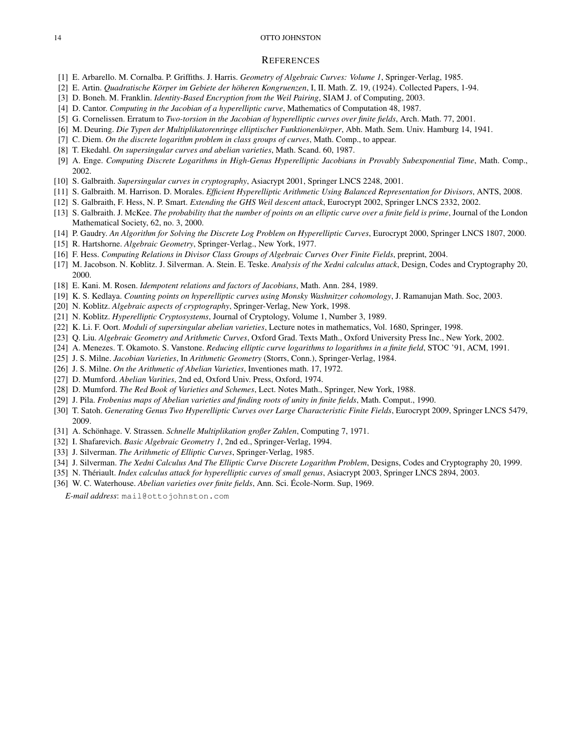## References

[1] E. Arbarello. M. Cornalba. P. Griffiths. J. Harris. *Geometry of Algebraic Curves: Volume 1*, Springer-Verlag, 1985.
[2] E. Artin. *Quadratische Körper im Gebiete der höheren Kongruenzen*, I, II. Math. Z. 19, (1924). Collected Papers, 1-94.
[3] D. Boneh. M. Franklin. *Identity-Based Encryption from the Weil Pairing*, SIAM J. of Computing, 2003.
[4] D. Cantor. *Computing in the Jacobian of a hyperelliptic curve*, Mathematics of Computation 48, 1987.
[5] G. Cornelissen. Erratum to *Two-torsion in the Jacobian of hyperelliptic curves over finite fields*, Arch. Math. 77, 2001.
[6] M. Deuring. *Die Typen der Multiplikatorenringe elliptischer Funktionenkörper*, Abh. Math. Sem. Univ. Hamburg 14, 1941.
[7] C. Diem. *On the discrete logarithm problem in class groups of curves*, Math. Comp., to appear.
[8] T. Ekedahl. *On supersingular curves and abelian varieties*, Math. Scand. 60, 1987.
[9] A. Enge. *Computing Discrete Logarithms in High-Genus Hyperelliptic Jacobians in Provably Subexponential Time*, Math. Comp., 2002.
[10] S. Galbraith. *Supersingular curves in cryptography*, Asiacrypt 2001, Springer LNCS 2248, 2001.
[11] S. Galbraith. M. Harrison. D. Morales. *Efficient Hyperelliptic Arithmetic Using Balanced Representation for Divisors*, ANTS, 2008.
[12] S. Galbraith, F. Hess, N. P. Smart. *Extending the GHS Weil descent attack*, Eurocrypt 2002, Springer LNCS 2332, 2002.
[13] S. Galbraith. J. McKee. *The probability that the number of points on an elliptic curve over a finite field is prime*, Journal of the London Mathematical Society, 62, no. 3, 2000.
[14] P. Gaudry. *An Algorithm for Solving the Discrete Log Problem on Hyperelliptic Curves*, Eurocrypt 2000, Springer LNCS 1807, 2000.
[15] R. Hartshorne. *Algebraic Geometry*, Springer-Verlag., New York, 1977.
[16] F. Hess. *Computing Relations in Divisor Class Groups of Algebraic Curves Over Finite Fields*, preprint, 2004.
[17] M. Jacobson. N. Koblitz. J. Silverman. A. Stein. E. Teske. *Analysis of the Xedni calculus attack*, Design, Codes and Cryptography 20, 2000.
[18] E. Kani. M. Rosen. *Idempotent relations and factors of Jacobians*, Math. Ann. 284, 1989.
[19] K. S. Kedlaya. *Counting points on hyperelliptic curves using Monsky Washnitzer cohomology*, J. Ramanujan Math. Soc, 2003.
[20] N. Koblitz. *Algebraic aspects of cryptography*, Springer-Verlag, New York, 1998.
[21] N. Koblitz. *Hyperelliptic Cryptosystems*, Journal of Cryptology, Volume 1, Number 3, 1989.
[22] K. Li. F. Oort. *Moduli of supersingular abelian varieties*, Lecture notes in mathematics, Vol. 1680, Springer, 1998.
[23] Q. Liu. *Algebraic Geometry and Arithmetic Curves*, Oxford Grad. Texts Math., Oxford University Press Inc., New York, 2002.
[24] A. Menezes. T. Okamoto. S. Vanstone. *Reducing elliptic curve logarithms to logarithms in a finite field*, STOC '91, ACM, 1991.
[25] J. S. Milne. *Jacobian Varieties*, In *Arithmetic Geometry* (Storrs, Conn.), Springer-Verlag, 1984.
[26] J. S. Milne. *On the Arithmetic of Abelian Varieties*, Inventiones math. 17, 1972.
[27] D. Mumford. *Abelian Varities*, 2nd ed, Oxford Univ. Press, Oxford, 1974.
[28] D. Mumford. *The Red Book of Varieties and Schemes*, Lect. Notes Math., Springer, New York, 1988.
[29] J. Pila. *Frobenius maps of Abelian varieties and finding roots of unity in finite fields*, Math. Comput., 1990.
[30] T. Satoh. *Generating Genus Two Hyperelliptic Curves over Large Characteristic Finite Fields*, Eurocrypt 2009, Springer LNCS 5479, 2009.
[31] A. Schönhage. V. Strassen. *Schnelle Multiplikation großer Zahlen*, Computing 7, 1971.
[32] I. Shafarevich. *Basic Algebraic Geometry 1*, 2nd ed., Springer-Verlag, 1994.
[33] J. Silverman. *The Arithmetic of Elliptic Curves*, Springer-Verlag, 1985.
[34] J. Silverman. *The Xedni Calculus And The Elliptic Curve Discrete Logarithm Problem*, Designs, Codes and Cryptography 20, 1999.
[35] N. Thériault. *Index calculus attack for hyperelliptic curves of small genus*, Asiacrypt 2003, Springer LNCS 2894, 2003.
[36] W. C. Waterhouse. *Abelian varieties over finite fields*, Ann. Sci. École-Norm. Sup, 1969.

*E-mail address*: mail@ottojohnston.com